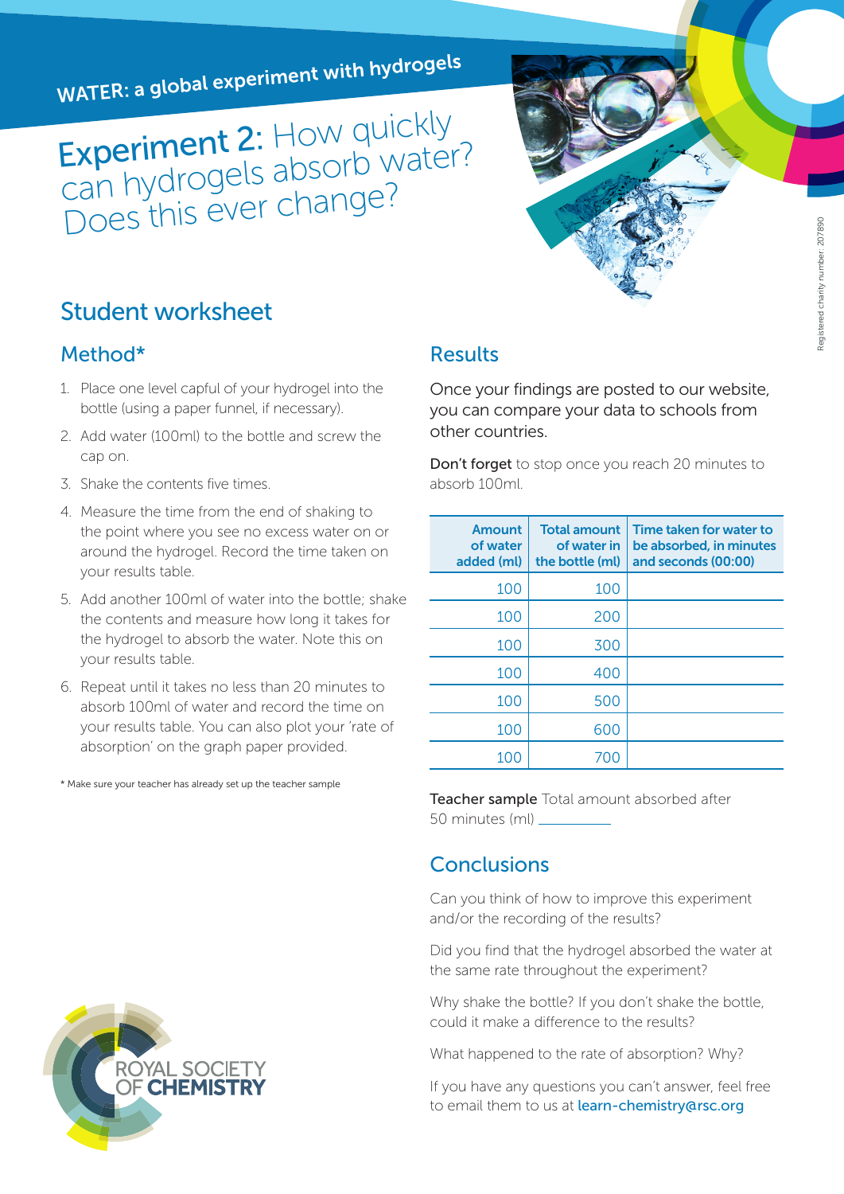WATER: a global experiment with hydrogels

# Experiment 2: How quickly can hydrogels absorb water? Does this ever change?

## Student worksheet

### Method*

1. Place one level capful of your hydrogel into the bottle (using a paper funnel, if necessary).
2. Add water (100ml) to the bottle and screw the cap on.
3. Shake the contents five times.
4. Measure the time from the end of shaking to the point where you see no excess water on or around the hydrogel. Record the time taken on your results table.
5. Add another 100ml of water into the bottle; shake the contents and measure how long it takes for the hydrogel to absorb the water. Note this on your results table.
6. Repeat until it takes no less than 20 minutes to absorb 100ml of water and record the time on your results table. You can also plot your 'rate of absorption' on the graph paper provided.

\* Make sure your teacher has already set up the teacher sample

### Results

Once your findings are posted to our website, you can compare your data to schools from other countries.

**Don't forget** to stop once you reach 20 minutes to absorb 100ml.

| Amount of water added (ml) | Total amount of water in the bottle (ml) | Time taken for water to be absorbed, in minutes and seconds (00:00) |
|---|---|---|
| 100 | 100 | |
| 100 | 200 | |
| 100 | 300 | |
| 100 | 400 | |
| 100 | 500 | |
| 100 | 600 | |
| 100 | 700 | |

**Teacher sample** Total amount absorbed after 50 minutes (ml) __________

### Conclusions

Can you think of how to improve this experiment and/or the recording of the results?

Did you find that the hydrogel absorbed the water at the same rate throughout the experiment?

Why shake the bottle? If you don't shake the bottle, could it make a difference to the results?

What happened to the rate of absorption? Why?

If you have any questions you can't answer, feel free to email them to us at learn-chemistry@rsc.org

ROYAL SOCIETY OF CHEMISTRY

Registered charity number: 207890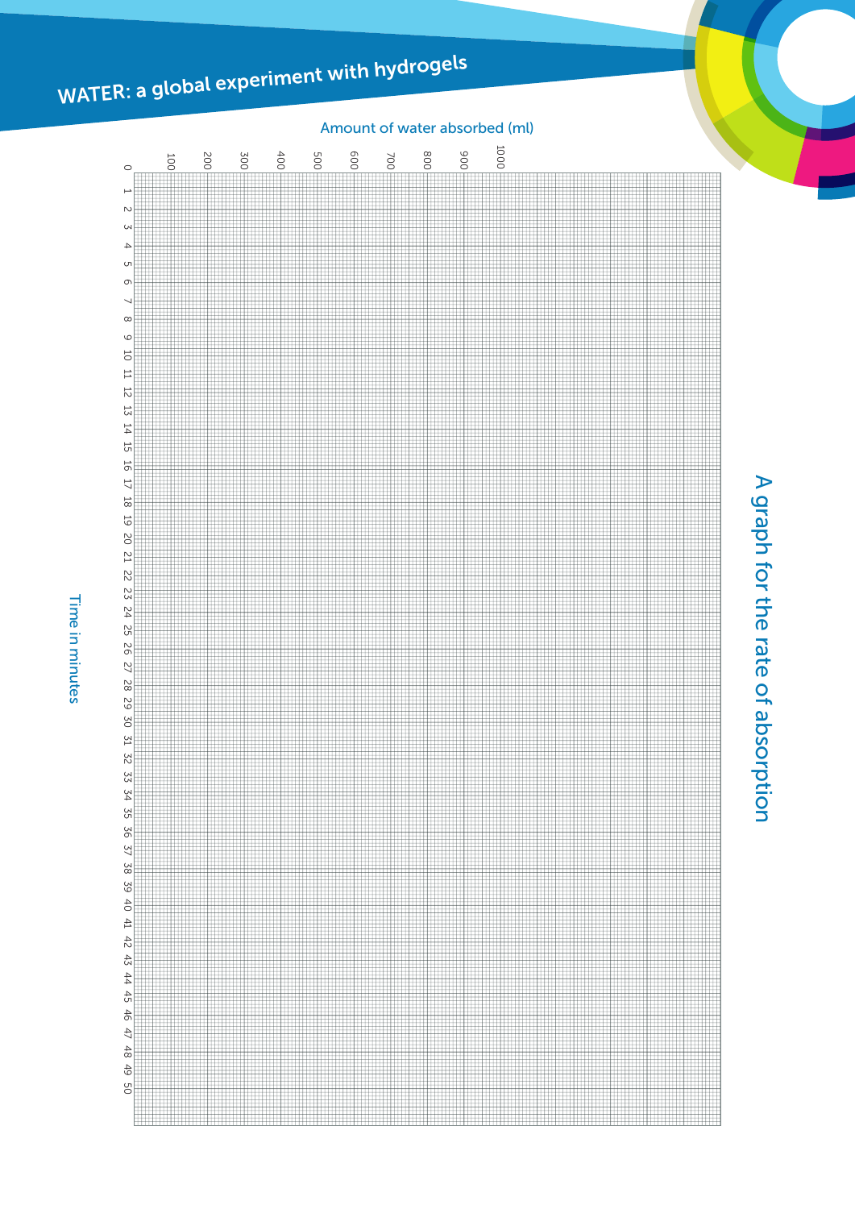WATER: a global experiment with hydrogels

# A graph for the rate of absorption

Amount of water absorbed (ml)

100
200
300
400
500
600
700
800
900
1000

Time in minutes

0
1
2
3
4
5
6
7
8
9
10
11
12
13
14
15
16
17
18
19
20
21
22
23
24
25
26
27
28
29
30
31
32
33
34
35
36
37
38
39
40
41
42
43
44
45
46
47
48
49
50